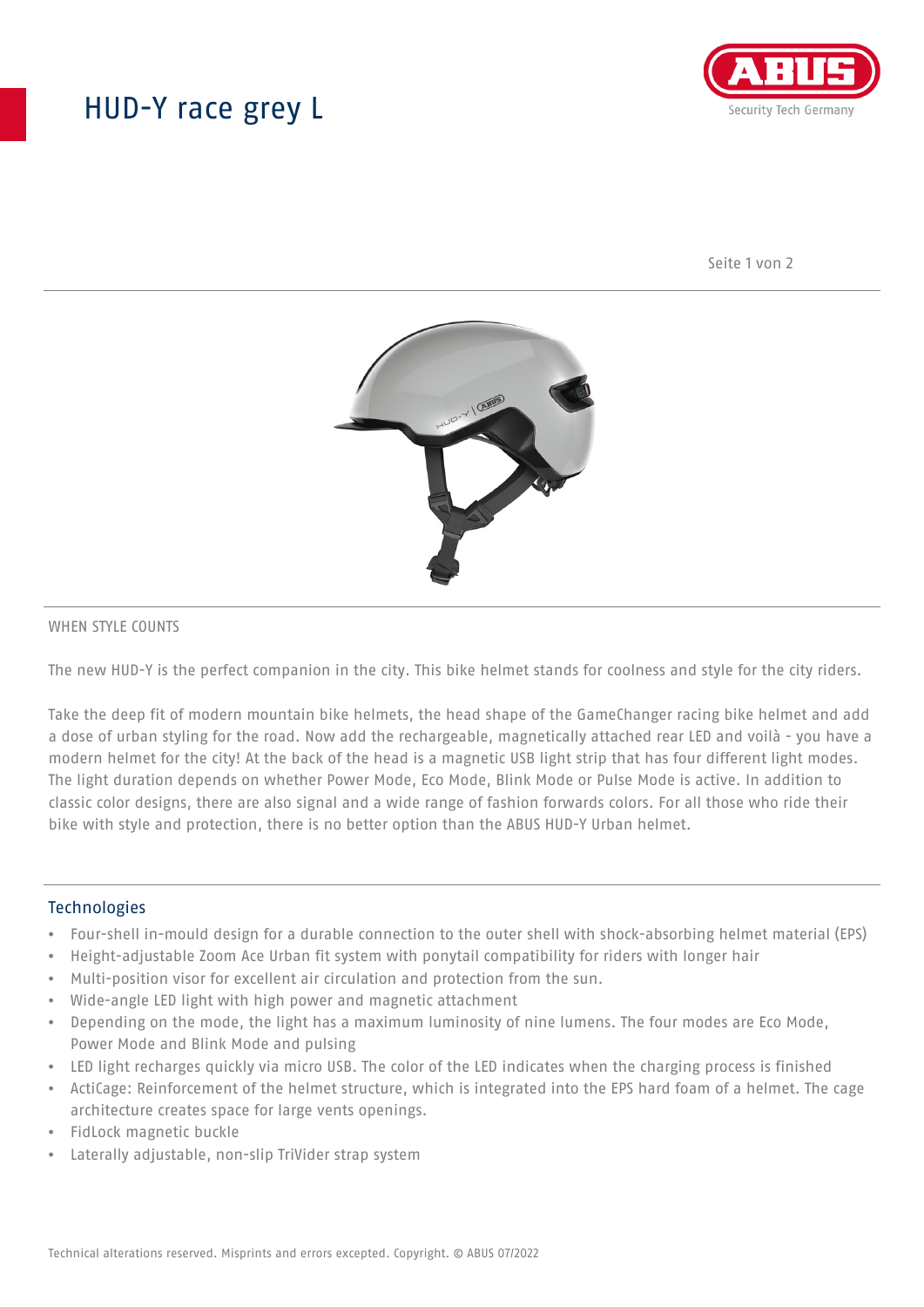# HUD-Y race grey L

WHEN STYLE COUNTS

The new HUD-Y is the perfect companion in the city. This bike helmet stands for coolness and style for the city riders.

Take the deep fit of modern mountain bike helmets, the head shape of the GameChanger racing bike helmet and add a dose of urban styling for the road. Now add the rechargeable, magnetically attached rear LED and voilà - you have a modern helmet for the city! At the back of the head is a magnetic USB light strip that has four different light modes. The light duration depends on whether Power Mode, Eco Mode, Blink Mode or Pulse Mode is active. In addition to classic color designs, there are also signal and a wide range of fashion forwards colors. For all those who ride their bike with style and protection, there is no better option than the ABUS HUD-Y Urban helmet.

## Technologies

- Four-shell in-mould design for a durable connection to the outer shell with shock-absorbing helmet material (EPS)
- Height-adjustable Zoom Ace Urban fit system with ponytail compatibility for riders with longer hair
- Multi-position visor for excellent air circulation and protection from the sun.
- Wide-angle LED light with high power and magnetic attachment
- Depending on the mode, the light has a maximum luminosity of nine lumens. The four modes are Eco Mode, Power Mode and Blink Mode and pulsing
- LED light recharges quickly via micro USB. The color of the LED indicates when the charging process is finished
- ActiCage: Reinforcement of the helmet structure, which is integrated into the EPS hard foam of a helmet. The cage architecture creates space for large vents openings.
- FidLock magnetic buckle
- Laterally adjustable, non-slip TriVider strap system

Technical alterations reserved. Misprints and errors excepted. Copyright. © ABUS 07/2022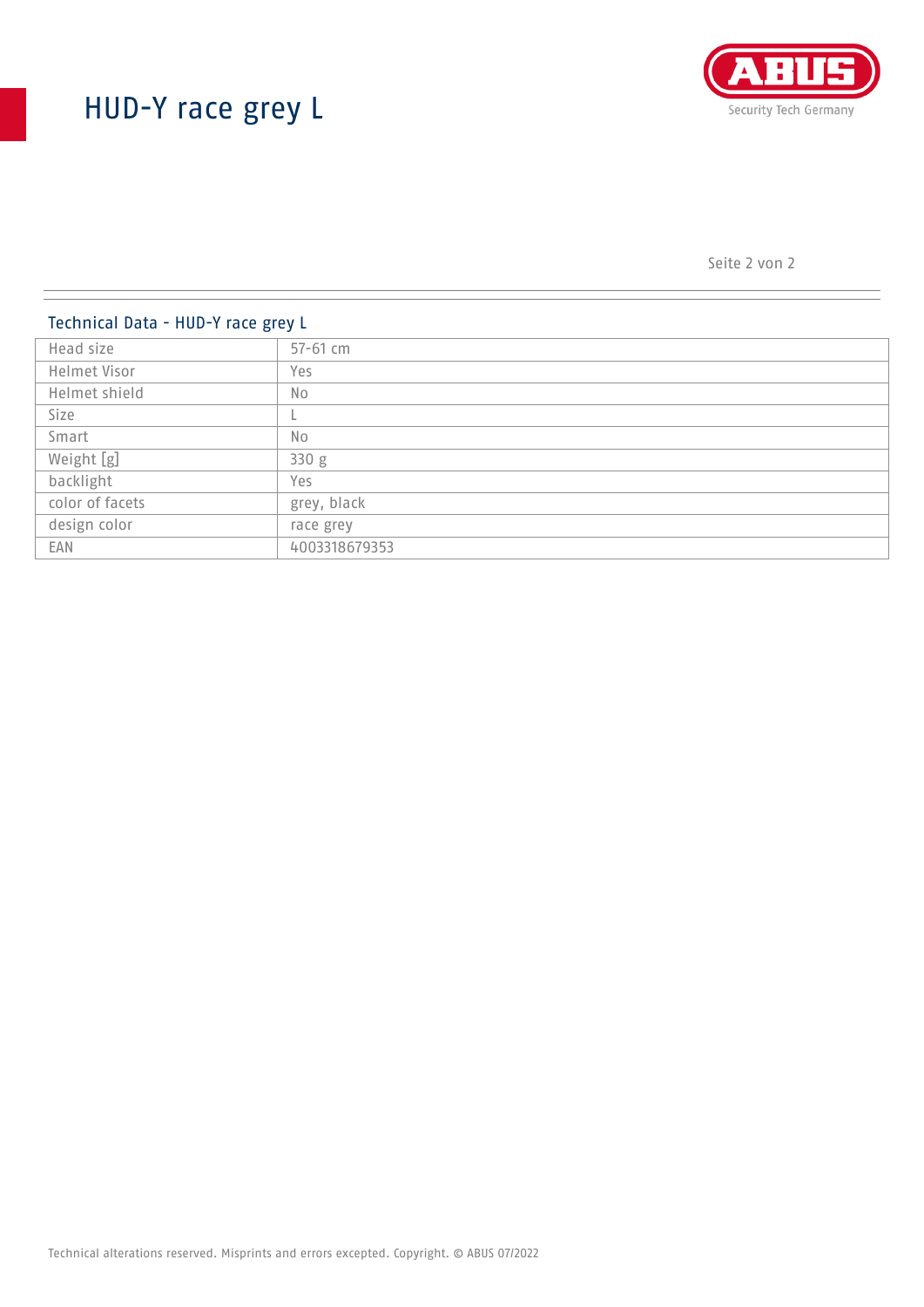# HUD-Y race grey L

## Technical Data - HUD-Y race grey L

| | |
|---|---|
| Head size | 57-61 cm |
| Helmet Visor | Yes |
| Helmet shield | No |
| Size | L |
| Smart | No |
| Weight [g] | 330 g |
| backlight | Yes |
| color of facets | grey, black |
| design color | race grey |
| EAN | 4003318679353 |

Technical alterations reserved. Misprints and errors excepted. Copyright. © ABUS 07/2022